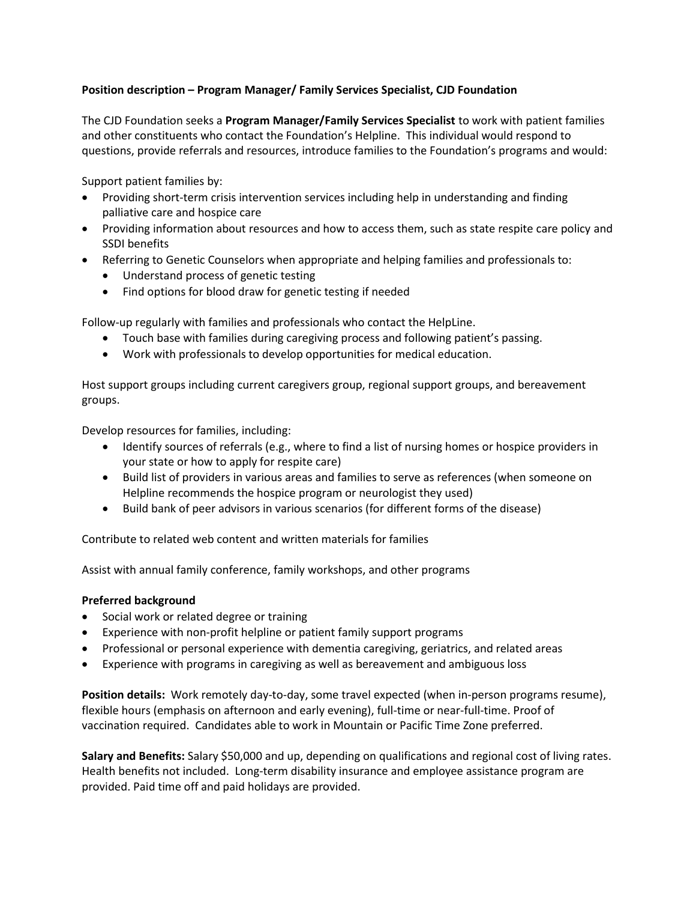**Position description – Program Manager/ Family Services Specialist, CJD Foundation**

The CJD Foundation seeks a **Program Manager/Family Services Specialist** to work with patient families and other constituents who contact the Foundation's Helpline. This individual would respond to questions, provide referrals and resources, introduce families to the Foundation's programs and would:

Support patient families by:

- Providing short-term crisis intervention services including help in understanding and finding palliative care and hospice care
- Providing information about resources and how to access them, such as state respite care policy and SSDI benefits
- Referring to Genetic Counselors when appropriate and helping families and professionals to:
  - Understand process of genetic testing
  - Find options for blood draw for genetic testing if needed

Follow-up regularly with families and professionals who contact the HelpLine.

- Touch base with families during caregiving process and following patient's passing.
- Work with professionals to develop opportunities for medical education.

Host support groups including current caregivers group, regional support groups, and bereavement groups.

Develop resources for families, including:

- Identify sources of referrals (e.g., where to find a list of nursing homes or hospice providers in your state or how to apply for respite care)
- Build list of providers in various areas and families to serve as references (when someone on Helpline recommends the hospice program or neurologist they used)
- Build bank of peer advisors in various scenarios (for different forms of the disease)

Contribute to related web content and written materials for families

Assist with annual family conference, family workshops, and other programs

**Preferred background**

- Social work or related degree or training
- Experience with non-profit helpline or patient family support programs
- Professional or personal experience with dementia caregiving, geriatrics, and related areas
- Experience with programs in caregiving as well as bereavement and ambiguous loss

**Position details:** Work remotely day-to-day, some travel expected (when in-person programs resume), flexible hours (emphasis on afternoon and early evening), full-time or near-full-time. Proof of vaccination required. Candidates able to work in Mountain or Pacific Time Zone preferred.

**Salary and Benefits:** Salary $50,000 and up, depending on qualifications and regional cost of living rates. Health benefits not included. Long-term disability insurance and employee assistance program are provided. Paid time off and paid holidays are provided.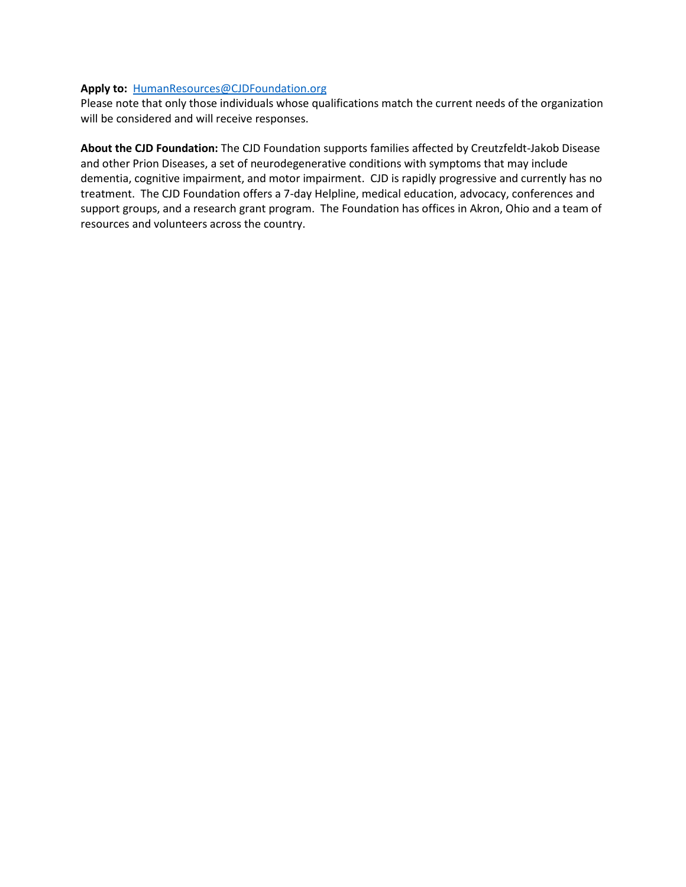**Apply to:** HumanResources@CJDFoundation.org
Please note that only those individuals whose qualifications match the current needs of the organization will be considered and will receive responses.

**About the CJD Foundation:** The CJD Foundation supports families affected by Creutzfeldt-Jakob Disease and other Prion Diseases, a set of neurodegenerative conditions with symptoms that may include dementia, cognitive impairment, and motor impairment. CJD is rapidly progressive and currently has no treatment. The CJD Foundation offers a 7-day Helpline, medical education, advocacy, conferences and support groups, and a research grant program. The Foundation has offices in Akron, Ohio and a team of resources and volunteers across the country.